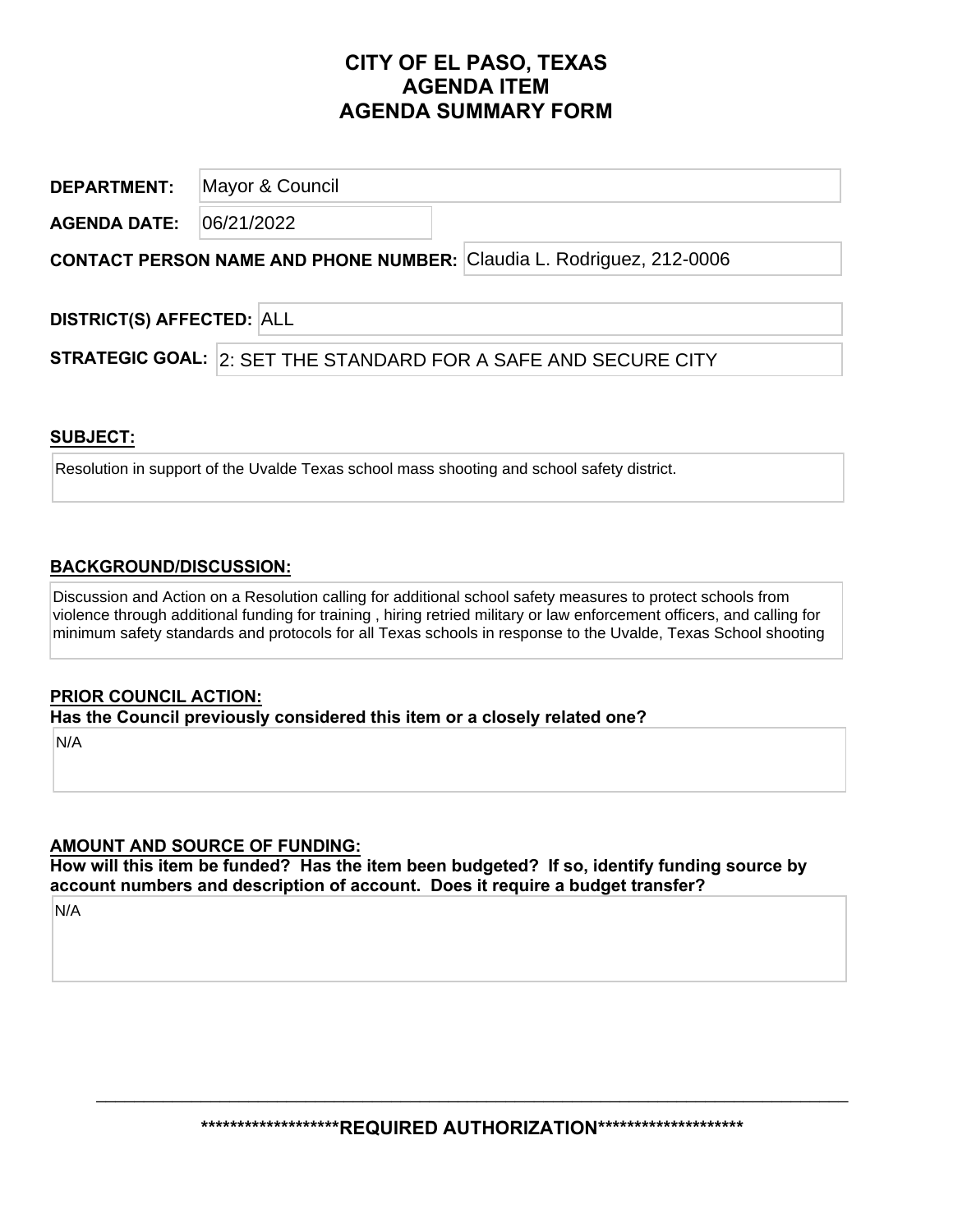# CITY OF EL PASO, TEXAS
# AGENDA ITEM
# AGENDA SUMMARY FORM

**DEPARTMENT:** Mayor & Council

**AGENDA DATE:** 06/21/2022

**CONTACT PERSON NAME AND PHONE NUMBER:** Claudia L. Rodriguez, 212-0006

**DISTRICT(S) AFFECTED:** ALL

**STRATEGIC GOAL:** 2: SET THE STANDARD FOR A SAFE AND SECURE CITY

## SUBJECT:

Resolution in support of the Uvalde Texas school mass shooting and school safety district.

## BACKGROUND/DISCUSSION:

Discussion and Action on a Resolution calling for additional school safety measures to protect schools from violence through additional funding for training , hiring retried military or law enforcement officers, and calling for minimum safety standards and protocols for all Texas schools in response to the Uvalde, Texas School shooting

## PRIOR COUNCIL ACTION:

**Has the Council previously considered this item or a closely related one?**

N/A

## AMOUNT AND SOURCE OF FUNDING:

**How will this item be funded? Has the item been budgeted? If so, identify funding source by account numbers and description of account. Does it require a budget transfer?**

N/A

**\*\*\*\*\*\*\*\*\*\*\*\*\*\*\*\*\*\*\*REQUIRED AUTHORIZATION\*\*\*\*\*\*\*\*\*\*\*\*\*\*\*\*\*\*\*\***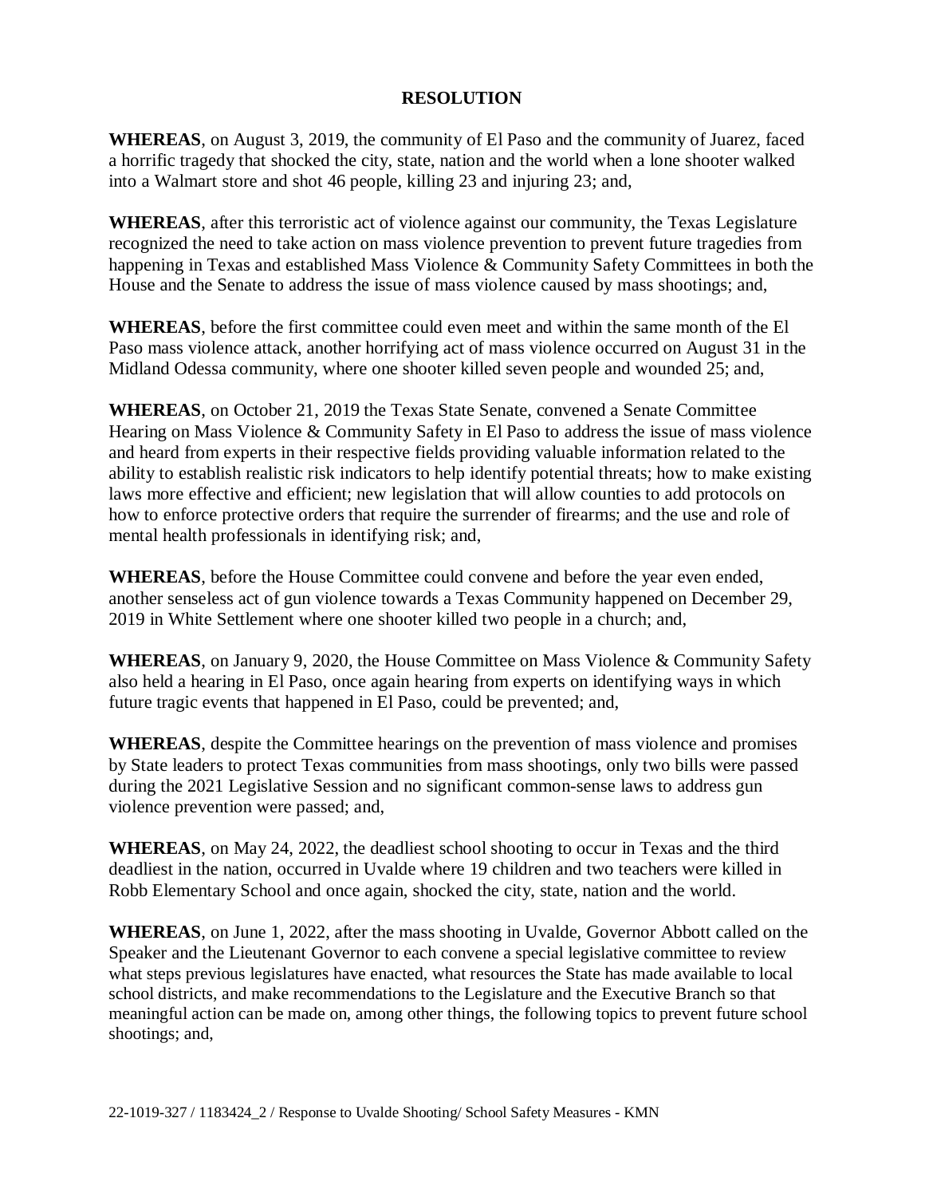**RESOLUTION**

**WHEREAS**, on August 3, 2019, the community of El Paso and the community of Juarez, faced a horrific tragedy that shocked the city, state, nation and the world when a lone shooter walked into a Walmart store and shot 46 people, killing 23 and injuring 23; and,

**WHEREAS**, after this terroristic act of violence against our community, the Texas Legislature recognized the need to take action on mass violence prevention to prevent future tragedies from happening in Texas and established Mass Violence & Community Safety Committees in both the House and the Senate to address the issue of mass violence caused by mass shootings; and,

**WHEREAS**, before the first committee could even meet and within the same month of the El Paso mass violence attack, another horrifying act of mass violence occurred on August 31 in the Midland Odessa community, where one shooter killed seven people and wounded 25; and,

**WHEREAS**, on October 21, 2019 the Texas State Senate, convened a Senate Committee Hearing on Mass Violence & Community Safety in El Paso to address the issue of mass violence and heard from experts in their respective fields providing valuable information related to the ability to establish realistic risk indicators to help identify potential threats; how to make existing laws more effective and efficient; new legislation that will allow counties to add protocols on how to enforce protective orders that require the surrender of firearms; and the use and role of mental health professionals in identifying risk; and,

**WHEREAS**, before the House Committee could convene and before the year even ended, another senseless act of gun violence towards a Texas Community happened on December 29, 2019 in White Settlement where one shooter killed two people in a church; and,

**WHEREAS**, on January 9, 2020, the House Committee on Mass Violence & Community Safety also held a hearing in El Paso, once again hearing from experts on identifying ways in which future tragic events that happened in El Paso, could be prevented; and,

**WHEREAS**, despite the Committee hearings on the prevention of mass violence and promises by State leaders to protect Texas communities from mass shootings, only two bills were passed during the 2021 Legislative Session and no significant common-sense laws to address gun violence prevention were passed; and,

**WHEREAS**, on May 24, 2022, the deadliest school shooting to occur in Texas and the third deadliest in the nation, occurred in Uvalde where 19 children and two teachers were killed in Robb Elementary School and once again, shocked the city, state, nation and the world.

**WHEREAS**, on June 1, 2022, after the mass shooting in Uvalde, Governor Abbott called on the Speaker and the Lieutenant Governor to each convene a special legislative committee to review what steps previous legislatures have enacted, what resources the State has made available to local school districts, and make recommendations to the Legislature and the Executive Branch so that meaningful action can be made on, among other things, the following topics to prevent future school shootings; and,

22-1019-327 / 1183424_2 / Response to Uvalde Shooting/ School Safety Measures - KMN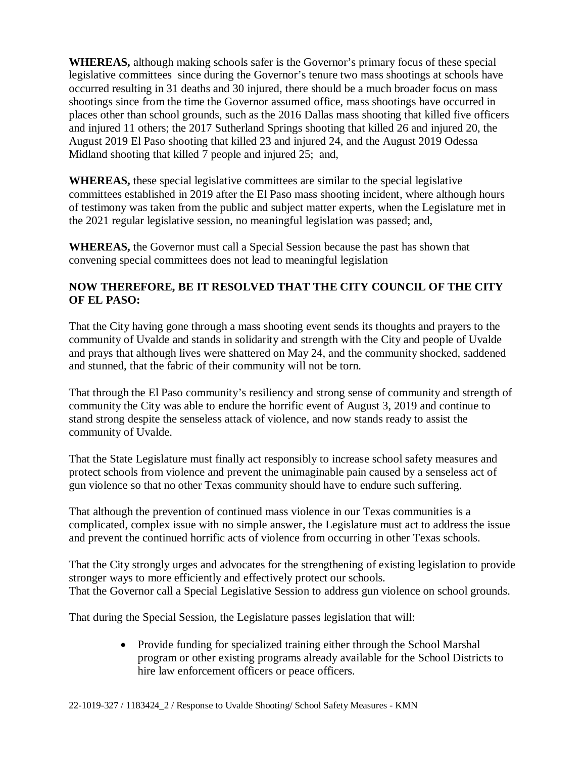**WHEREAS,** although making schools safer is the Governor's primary focus of these special legislative committees since during the Governor's tenure two mass shootings at schools have occurred resulting in 31 deaths and 30 injured, there should be a much broader focus on mass shootings since from the time the Governor assumed office, mass shootings have occurred in places other than school grounds, such as the 2016 Dallas mass shooting that killed five officers and injured 11 others; the 2017 Sutherland Springs shooting that killed 26 and injured 20, the August 2019 El Paso shooting that killed 23 and injured 24, and the August 2019 Odessa Midland shooting that killed 7 people and injured 25; and,

**WHEREAS,** these special legislative committees are similar to the special legislative committees established in 2019 after the El Paso mass shooting incident, where although hours of testimony was taken from the public and subject matter experts, when the Legislature met in the 2021 regular legislative session, no meaningful legislation was passed; and,

**WHEREAS,** the Governor must call a Special Session because the past has shown that convening special committees does not lead to meaningful legislation

**NOW THEREFORE, BE IT RESOLVED THAT THE CITY COUNCIL OF THE CITY OF EL PASO:**

That the City having gone through a mass shooting event sends its thoughts and prayers to the community of Uvalde and stands in solidarity and strength with the City and people of Uvalde and prays that although lives were shattered on May 24, and the community shocked, saddened and stunned, that the fabric of their community will not be torn.

That through the El Paso community's resiliency and strong sense of community and strength of community the City was able to endure the horrific event of August 3, 2019 and continue to stand strong despite the senseless attack of violence, and now stands ready to assist the community of Uvalde.

That the State Legislature must finally act responsibly to increase school safety measures and protect schools from violence and prevent the unimaginable pain caused by a senseless act of gun violence so that no other Texas community should have to endure such suffering.

That although the prevention of continued mass violence in our Texas communities is a complicated, complex issue with no simple answer, the Legislature must act to address the issue and prevent the continued horrific acts of violence from occurring in other Texas schools.

That the City strongly urges and advocates for the strengthening of existing legislation to provide stronger ways to more efficiently and effectively protect our schools.

That the Governor call a Special Legislative Session to address gun violence on school grounds.

That during the Special Session, the Legislature passes legislation that will:

- Provide funding for specialized training either through the School Marshal program or other existing programs already available for the School Districts to hire law enforcement officers or peace officers.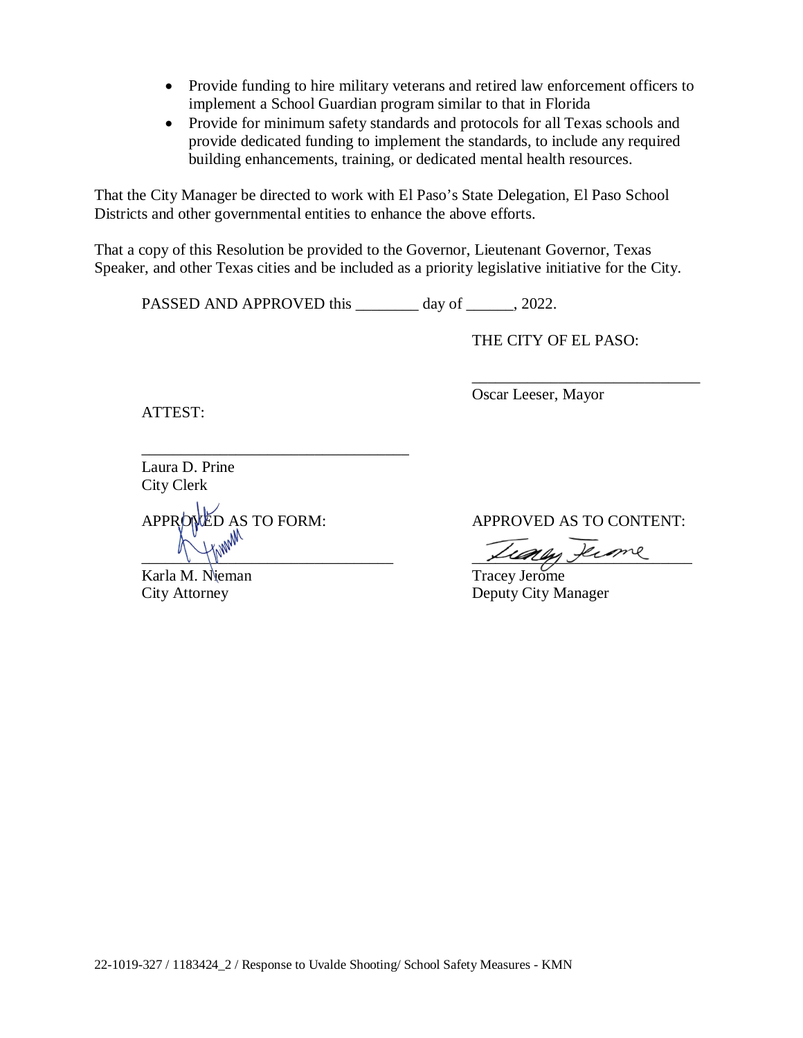- Provide funding to hire military veterans and retired law enforcement officers to implement a School Guardian program similar to that in Florida
- Provide for minimum safety standards and protocols for all Texas schools and provide dedicated funding to implement the standards, to include any required building enhancements, training, or dedicated mental health resources.

That the City Manager be directed to work with El Paso's State Delegation, El Paso School Districts and other governmental entities to enhance the above efforts.

That a copy of this Resolution be provided to the Governor, Lieutenant Governor, Texas Speaker, and other Texas cities and be included as a priority legislative initiative for the City.

PASSED AND APPROVED this ________ day of ______, 2022.

THE CITY OF EL PASO:

______________________________
Oscar Leeser, Mayor

ATTEST:

___________________________________
Laura D. Prine
City Clerk

APPROVED AS TO FORM:

___________________________________
Karla M. Nieman
City Attorney

APPROVED AS TO CONTENT:

___________________________________
Tracey Jerome
Deputy City Manager

22-1019-327 / 1183424_2 / Response to Uvalde Shooting/ School Safety Measures - KMN